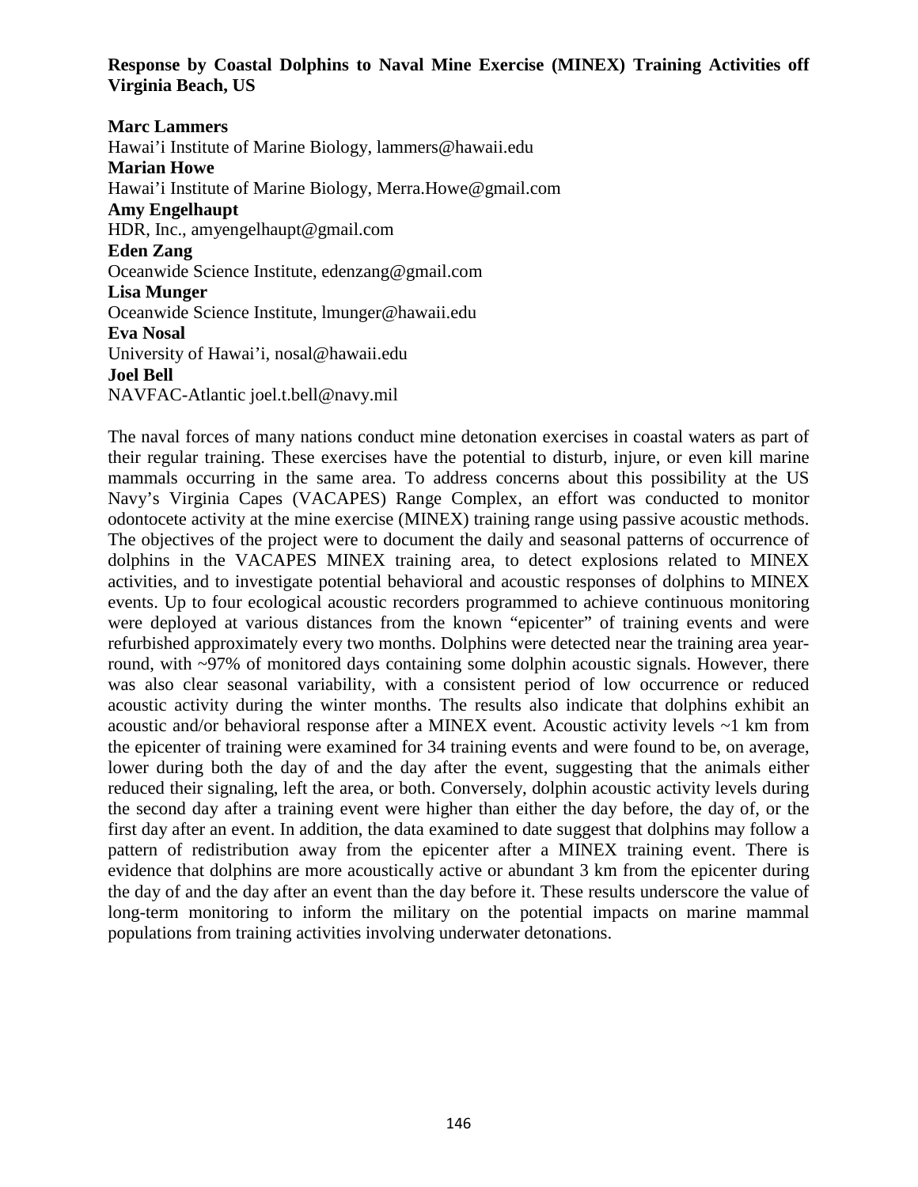# Response by Coastal Dolphins to Naval Mine Exercise (MINEX) Training Activities off Virginia Beach, US

**Marc Lammers**
Hawai'i Institute of Marine Biology, lammers@hawaii.edu
**Marian Howe**
Hawai'i Institute of Marine Biology, Merra.Howe@gmail.com
**Amy Engelhaupt**
HDR, Inc., amyengelhaupt@gmail.com
**Eden Zang**
Oceanwide Science Institute, edenzang@gmail.com
**Lisa Munger**
Oceanwide Science Institute, lmunger@hawaii.edu
**Eva Nosal**
University of Hawai'i, nosal@hawaii.edu
**Joel Bell**
NAVFAC-Atlantic joel.t.bell@navy.mil

The naval forces of many nations conduct mine detonation exercises in coastal waters as part of their regular training. These exercises have the potential to disturb, injure, or even kill marine mammals occurring in the same area. To address concerns about this possibility at the US Navy's Virginia Capes (VACAPES) Range Complex, an effort was conducted to monitor odontocete activity at the mine exercise (MINEX) training range using passive acoustic methods. The objectives of the project were to document the daily and seasonal patterns of occurrence of dolphins in the VACAPES MINEX training area, to detect explosions related to MINEX activities, and to investigate potential behavioral and acoustic responses of dolphins to MINEX events. Up to four ecological acoustic recorders programmed to achieve continuous monitoring were deployed at various distances from the known "epicenter" of training events and were refurbished approximately every two months. Dolphins were detected near the training area year-round, with ~97% of monitored days containing some dolphin acoustic signals. However, there was also clear seasonal variability, with a consistent period of low occurrence or reduced acoustic activity during the winter months. The results also indicate that dolphins exhibit an acoustic and/or behavioral response after a MINEX event. Acoustic activity levels ~1 km from the epicenter of training were examined for 34 training events and were found to be, on average, lower during both the day of and the day after the event, suggesting that the animals either reduced their signaling, left the area, or both. Conversely, dolphin acoustic activity levels during the second day after a training event were higher than either the day before, the day of, or the first day after an event. In addition, the data examined to date suggest that dolphins may follow a pattern of redistribution away from the epicenter after a MINEX training event. There is evidence that dolphins are more acoustically active or abundant 3 km from the epicenter during the day of and the day after an event than the day before it. These results underscore the value of long-term monitoring to inform the military on the potential impacts on marine mammal populations from training activities involving underwater detonations.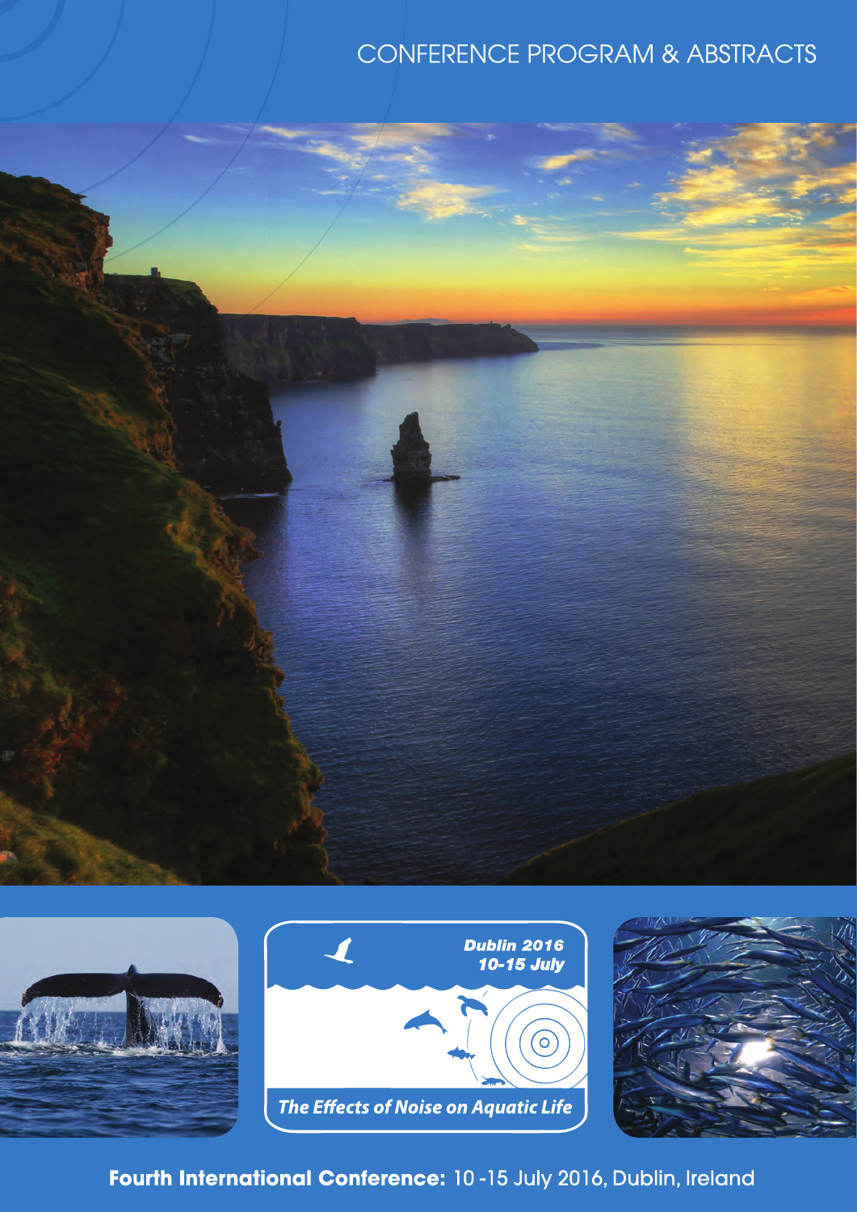CONFERENCE PROGRAM & ABSTRACTS

Dublin 2016
10-15 July

*The Effects of Noise on Aquatic Life*

**Fourth International Conference:** 10 -15 July 2016, Dublin, Ireland